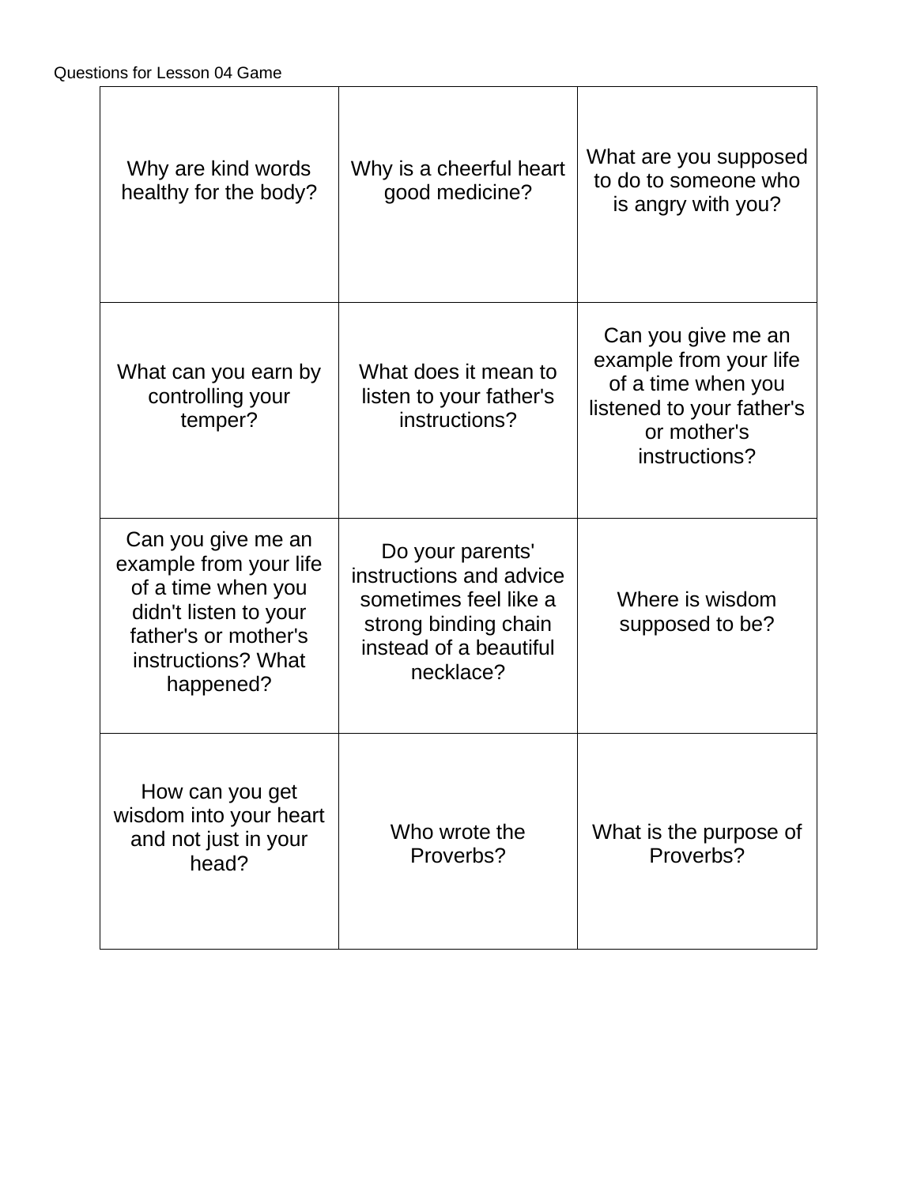Questions for Lesson 04 Game

| | | |
|---|---|---|
| Why are kind words healthy for the body? | Why is a cheerful heart good medicine? | What are you supposed to do to someone who is angry with you? |
| What can you earn by controlling your temper? | What does it mean to listen to your father's instructions? | Can you give me an example from your life of a time when you listened to your father's or mother's instructions? |
| Can you give me an example from your life of a time when you didn't listen to your father's or mother's instructions? What happened? | Do your parents' instructions and advice sometimes feel like a strong binding chain instead of a beautiful necklace? | Where is wisdom supposed to be? |
| How can you get wisdom into your heart and not just in your head? | Who wrote the Proverbs? | What is the purpose of Proverbs? |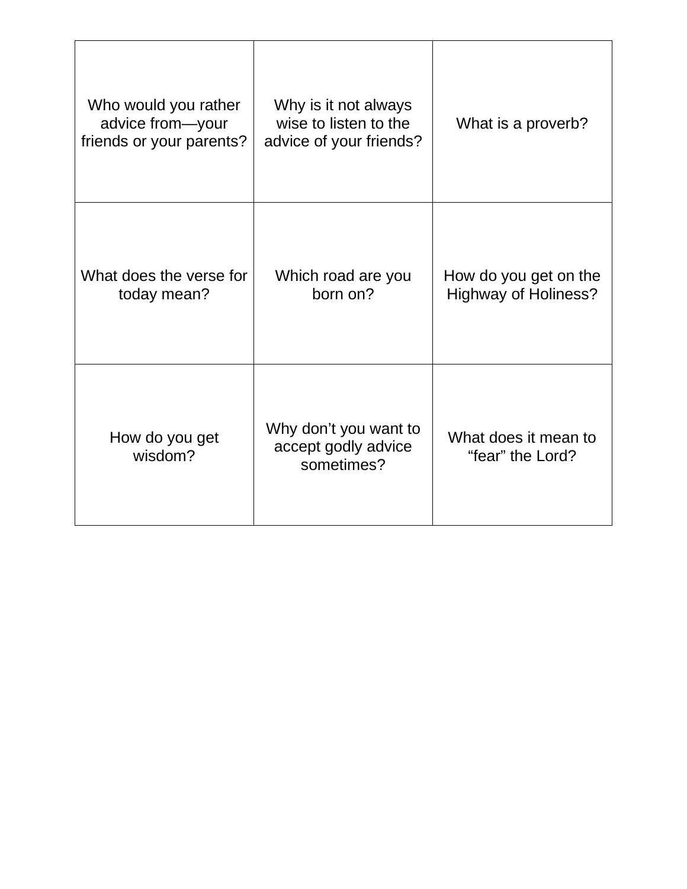| | | |
|---|---|---|
| Who would you rather advice from—your friends or your parents? | Why is it not always wise to listen to the advice of your friends? | What is a proverb? |
| What does the verse for today mean? | Which road are you born on? | How do you get on the Highway of Holiness? |
| How do you get wisdom? | Why don't you want to accept godly advice sometimes? | What does it mean to "fear" the Lord? |